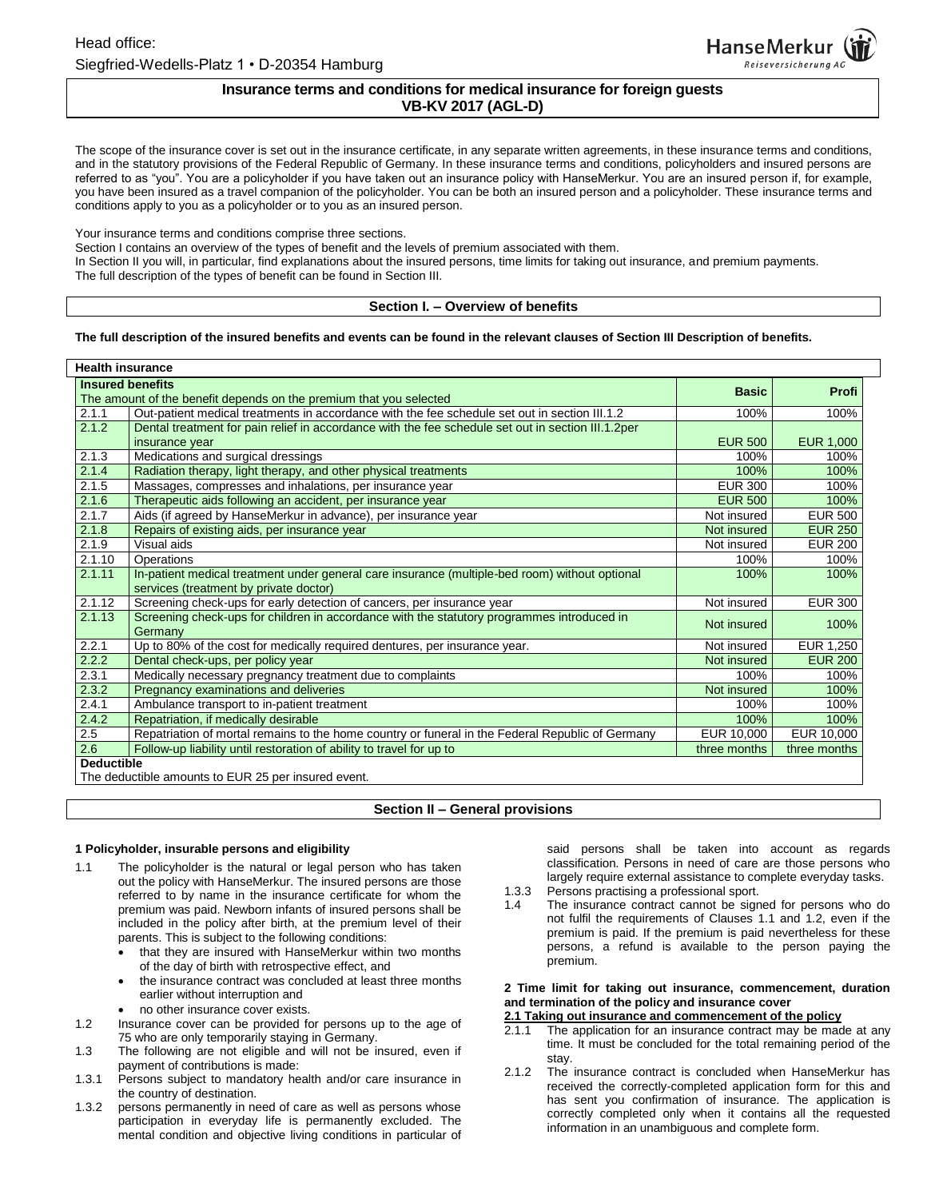Head office:

Siegfried-Wedells-Platz 1 • D-20354 Hamburg

HanseMerkur Reiseversicherung AG

# Insurance terms and conditions for medical insurance for foreign guests
## VB-KV 2017 (AGL-D)

The scope of the insurance cover is set out in the insurance certificate, in any separate written agreements, in these insurance terms and conditions, and in the statutory provisions of the Federal Republic of Germany. In these insurance terms and conditions, policyholders and insured persons are referred to as "you". You are a policyholder if you have taken out an insurance policy with HanseMerkur. You are an insured person if, for example, you have been insured as a travel companion of the policyholder. You can be both an insured person and a policyholder. These insurance terms and conditions apply to you as a policyholder or to you as an insured person.

Your insurance terms and conditions comprise three sections.
Section I contains an overview of the types of benefit and the levels of premium associated with them.
In Section II you will, in particular, find explanations about the insured persons, time limits for taking out insurance, and premium payments.
The full description of the types of benefit can be found in Section III.

## Section I. – Overview of benefits

**The full description of the insured benefits and events can be found in the relevant clauses of Section III Description of benefits.**

**Health insurance**

| **Insured benefits**<br>The amount of the benefit depends on the premium that you selected | | **Basic** | **Profi** |
|---|---|---|---|
| 2.1.1 | Out-patient medical treatments in accordance with the fee schedule set out in section III.1.2 | 100% | 100% |
| 2.1.2 | Dental treatment for pain relief in accordance with the fee schedule set out in section III.1.2per insurance year | EUR 500 | EUR 1,000 |
| 2.1.3 | Medications and surgical dressings | 100% | 100% |
| 2.1.4 | Radiation therapy, light therapy, and other physical treatments | 100% | 100% |
| 2.1.5 | Massages, compresses and inhalations, per insurance year | EUR 300 | 100% |
| 2.1.6 | Therapeutic aids following an accident, per insurance year | EUR 500 | 100% |
| 2.1.7 | Aids (if agreed by HanseMerkur in advance), per insurance year | Not insured | EUR 500 |
| 2.1.8 | Repairs of existing aids, per insurance year | Not insured | EUR 250 |
| 2.1.9 | Visual aids | Not insured | EUR 200 |
| 2.1.10 | Operations | 100% | 100% |
| 2.1.11 | In-patient medical treatment under general care insurance (multiple-bed room) without optional services (treatment by private doctor) | 100% | 100% |
| 2.1.12 | Screening check-ups for early detection of cancers, per insurance year | Not insured | EUR 300 |
| 2.1.13 | Screening check-ups for children in accordance with the statutory programmes introduced in Germany | Not insured | 100% |
| 2.2.1 | Up to 80% of the cost for medically required dentures, per insurance year. | Not insured | EUR 1,250 |
| 2.2.2 | Dental check-ups, per policy year | Not insured | EUR 200 |
| 2.3.1 | Medically necessary pregnancy treatment due to complaints | 100% | 100% |
| 2.3.2 | Pregnancy examinations and deliveries | Not insured | 100% |
| 2.4.1 | Ambulance transport to in-patient treatment | 100% | 100% |
| 2.4.2 | Repatriation, if medically desirable | 100% | 100% |
| 2.5 | Repatriation of mortal remains to the home country or funeral in the Federal Republic of Germany | EUR 10,000 | EUR 10,000 |
| 2.6 | Follow-up liability until restoration of ability to travel for up to | three months | three months |
| **Deductible**<br>The deductible amounts to EUR 25 per insured event. | | | |

## Section II – General provisions

### 1 Policyholder, insurable persons and eligibility

1.1 The policyholder is the natural or legal person who has taken out the policy with HanseMerkur. The insured persons are those referred to by name in the insurance certificate for whom the premium was paid. Newborn infants of insured persons shall be included in the policy after birth, at the premium level of their parents. This is subject to the following conditions:
- that they are insured with HanseMerkur within two months of the day of birth with retrospective effect, and
- the insurance contract was concluded at least three months earlier without interruption and
- no other insurance cover exists.

1.2 Insurance cover can be provided for persons up to the age of 75 who are only temporarily staying in Germany.

1.3 The following are not eligible and will not be insured, even if payment of contributions is made:

1.3.1 Persons subject to mandatory health and/or care insurance in the country of destination.

1.3.2 persons permanently in need of care as well as persons whose participation in everyday life is permanently excluded. The mental condition and objective living conditions in particular of said persons shall be taken into account as regards classification. Persons in need of care are those persons who largely require external assistance to complete everyday tasks.

1.3.3 Persons practising a professional sport.

1.4 The insurance contract cannot be signed for persons who do not fulfil the requirements of Clauses 1.1 and 1.2, even if the premium is paid. If the premium is paid nevertheless for these persons, a refund is available to the person paying the premium.

### 2 Time limit for taking out insurance, commencement, duration and termination of the policy and insurance cover

**2.1 Taking out insurance and commencement of the policy**

2.1.1 The application for an insurance contract may be made at any time. It must be concluded for the total remaining period of the stay.

2.1.2 The insurance contract is concluded when HanseMerkur has received the correctly-completed application form for this and has sent you confirmation of insurance. The application is correctly completed only when it contains all the requested information in an unambiguous and complete form.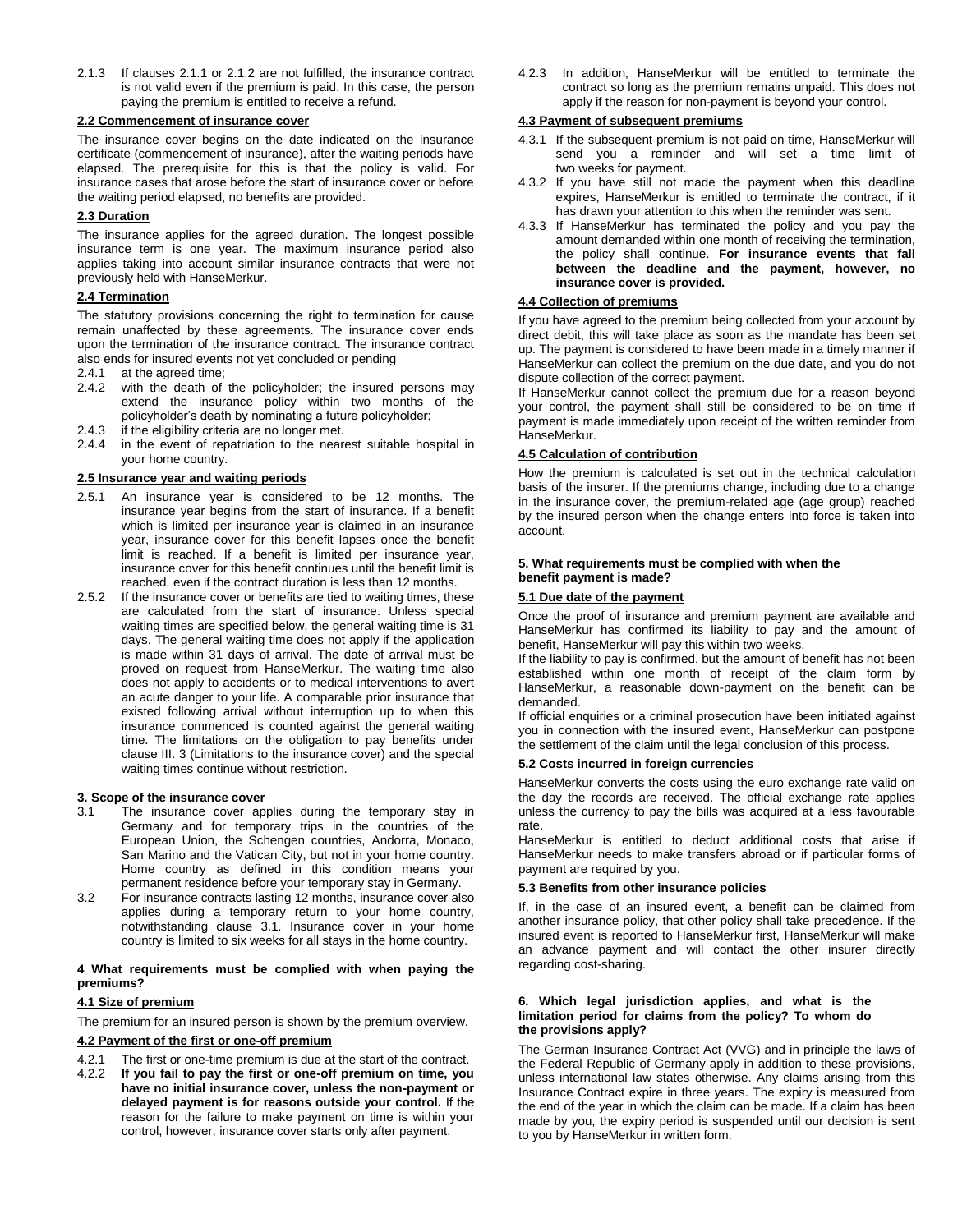2.1.3 If clauses 2.1.1 or 2.1.2 are not fulfilled, the insurance contract is not valid even if the premium is paid. In this case, the person paying the premium is entitled to receive a refund.

### 2.2 Commencement of insurance cover

The insurance cover begins on the date indicated on the insurance certificate (commencement of insurance), after the waiting periods have elapsed. The prerequisite for this is that the policy is valid. For insurance cases that arose before the start of insurance cover or before the waiting period elapsed, no benefits are provided.

### 2.3 Duration

The insurance applies for the agreed duration. The longest possible insurance term is one year. The maximum insurance period also applies taking into account similar insurance contracts that were not previously held with HanseMerkur.

### 2.4 Termination

The statutory provisions concerning the right to termination for cause remain unaffected by these agreements. The insurance cover ends upon the termination of the insurance contract. The insurance contract also ends for insured events not yet concluded or pending

- 2.4.1 at the agreed time;
- 2.4.2 with the death of the policyholder; the insured persons may extend the insurance policy within two months of the policyholder's death by nominating a future policyholder;
- 2.4.3 if the eligibility criteria are no longer met.
- 2.4.4 in the event of repatriation to the nearest suitable hospital in your home country.

### 2.5 Insurance year and waiting periods

2.5.1 An insurance year is considered to be 12 months. The insurance year begins from the start of insurance. If a benefit which is limited per insurance year is claimed in an insurance year, insurance cover for this benefit lapses once the benefit limit is reached. If a benefit is limited per insurance year, insurance cover for this benefit continues until the benefit limit is reached, even if the contract duration is less than 12 months.

2.5.2 If the insurance cover or benefits are tied to waiting times, these are calculated from the start of insurance. Unless special waiting times are specified below, the general waiting time is 31 days. The general waiting time does not apply if the application is made within 31 days of arrival. The date of arrival must be proved on request from HanseMerkur. The waiting time also does not apply to accidents or to medical interventions to avert an acute danger to your life. A comparable prior insurance that existed following arrival without interruption up to when this insurance commenced is counted against the general waiting time. The limitations on the obligation to pay benefits under clause III. 3 (Limitations to the insurance cover) and the special waiting times continue without restriction.

## 3. Scope of the insurance cover

3.1 The insurance cover applies during the temporary stay in Germany and for temporary trips in the countries of the European Union, the Schengen countries, Andorra, Monaco, San Marino and the Vatican City, but not in your home country. Home country as defined in this condition means your permanent residence before your temporary stay in Germany.

3.2 For insurance contracts lasting 12 months, insurance cover also applies during a temporary return to your home country, notwithstanding clause 3.1. Insurance cover in your home country is limited to six weeks for all stays in the home country.

## 4 What requirements must be complied with when paying the premiums?

### 4.1 Size of premium

The premium for an insured person is shown by the premium overview.

### 4.2 Payment of the first or one-off premium

4.2.1 The first or one-time premium is due at the start of the contract.

4.2.2 **If you fail to pay the first or one-off premium on time, you have no initial insurance cover, unless the non-payment or delayed payment is for reasons outside your control.** If the reason for the failure to make payment on time is within your control, however, insurance cover starts only after payment.

4.2.3 In addition, HanseMerkur will be entitled to terminate the contract so long as the premium remains unpaid. This does not apply if the reason for non-payment is beyond your control.

### 4.3 Payment of subsequent premiums

4.3.1 If the subsequent premium is not paid on time, HanseMerkur will send you a reminder and will set a time limit of two weeks for payment.

4.3.2 If you have still not made the payment when this deadline expires, HanseMerkur is entitled to terminate the contract, if it has drawn your attention to this when the reminder was sent.

4.3.3 If HanseMerkur has terminated the policy and you pay the amount demanded within one month of receiving the termination, the policy shall continue. **For insurance events that fall between the deadline and the payment, however, no insurance cover is provided.**

### 4.4 Collection of premiums

If you have agreed to the premium being collected from your account by direct debit, this will take place as soon as the mandate has been set up. The payment is considered to have been made in a timely manner if HanseMerkur can collect the premium on the due date, and you do not dispute collection of the correct payment.

If HanseMerkur cannot collect the premium due for a reason beyond your control, the payment shall still be considered to be on time if payment is made immediately upon receipt of the written reminder from HanseMerkur.

### 4.5 Calculation of contribution

How the premium is calculated is set out in the technical calculation basis of the insurer. If the premiums change, including due to a change in the insurance cover, the premium-related age (age group) reached by the insured person when the change enters into force is taken into account.

## 5. What requirements must be complied with when the benefit payment is made?

### 5.1 Due date of the payment

Once the proof of insurance and premium payment are available and HanseMerkur has confirmed its liability to pay and the amount of benefit, HanseMerkur will pay this within two weeks.

If the liability to pay is confirmed, but the amount of benefit has not been established within one month of receipt of the claim form by HanseMerkur, a reasonable down-payment on the benefit can be demanded.

If official enquiries or a criminal prosecution have been initiated against you in connection with the insured event, HanseMerkur can postpone the settlement of the claim until the legal conclusion of this process.

### 5.2 Costs incurred in foreign currencies

HanseMerkur converts the costs using the euro exchange rate valid on the day the records are received. The official exchange rate applies unless the currency to pay the bills was acquired at a less favourable rate.

HanseMerkur is entitled to deduct additional costs that arise if HanseMerkur needs to make transfers abroad or if particular forms of payment are required by you.

### 5.3 Benefits from other insurance policies

If, in the case of an insured event, a benefit can be claimed from another insurance policy, that other policy shall take precedence. If the insured event is reported to HanseMerkur first, HanseMerkur will make an advance payment and will contact the other insurer directly regarding cost-sharing.

## 6. Which legal jurisdiction applies, and what is the limitation period for claims from the policy? To whom do the provisions apply?

The German Insurance Contract Act (VVG) and in principle the laws of the Federal Republic of Germany apply in addition to these provisions, unless international law states otherwise. Any claims arising from this Insurance Contract expire in three years. The expiry is measured from the end of the year in which the claim can be made. If a claim has been made by you, the expiry period is suspended until our decision is sent to you by HanseMerkur in written form.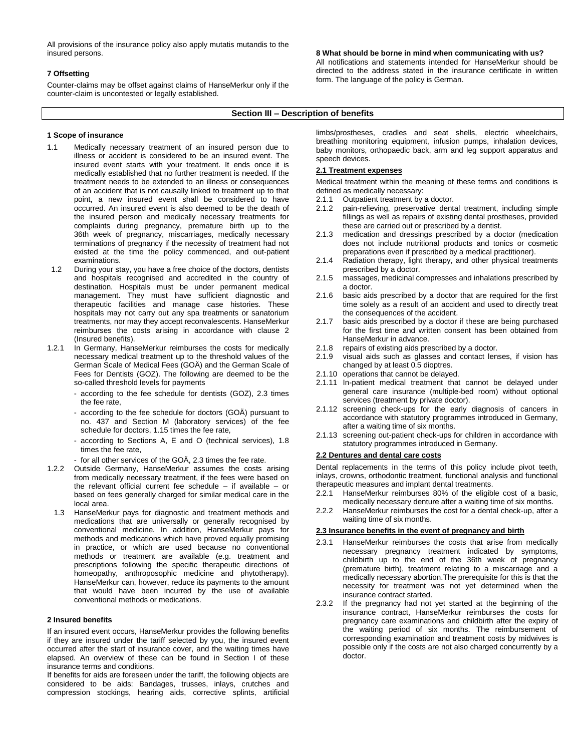All provisions of the insurance policy also apply mutatis mutandis to the insured persons.

**7 Offsetting**

Counter-claims may be offset against claims of HanseMerkur only if the counter-claim is uncontested or legally established.

**8 What should be borne in mind when communicating with us?**

All notifications and statements intended for HanseMerkur should be directed to the address stated in the insurance certificate in written form. The language of the policy is German.

## Section III – Description of benefits

**1 Scope of insurance**

1.1 Medically necessary treatment of an insured person due to illness or accident is considered to be an insured event. The insured event starts with your treatment. It ends once it is medically established that no further treatment is needed. If the treatment needs to be extended to an illness or consequences of an accident that is not causally linked to treatment up to that point, a new insured event shall be considered to have occurred. An insured event is also deemed to be the death of the insured person and medically necessary treatments for complaints during pregnancy, premature birth up to the 36th week of pregnancy, miscarriages, medically necessary terminations of pregnancy if the necessity of treatment had not existed at the time the policy commenced, and out-patient examinations.

1.2 During your stay, you have a free choice of the doctors, dentists and hospitals recognised and accredited in the country of destination. Hospitals must be under permanent medical management. They must have sufficient diagnostic and therapeutic facilities and manage case histories. These hospitals may not carry out any spa treatments or sanatorium treatments, nor may they accept reconvalescents. HanseMerkur reimburses the costs arising in accordance with clause 2 (Insured benefits).

1.2.1 In Germany, HanseMerkur reimburses the costs for medically necessary medical treatment up to the threshold values of the German Scale of Medical Fees (GOÄ) and the German Scale of Fees for Dentists (GOZ). The following are deemed to be the so-called threshold levels for payments

- according to the fee schedule for dentists (GOZ), 2.3 times the fee rate,
- according to the fee schedule for doctors (GOÄ) pursuant to no. 437 and Section M (laboratory services) of the fee schedule for doctors, 1.15 times the fee rate,
- according to Sections A, E and O (technical services), 1.8 times the fee rate,
- for all other services of the GOÄ, 2.3 times the fee rate.

1.2.2 Outside Germany, HanseMerkur assumes the costs arising from medically necessary treatment, if the fees were based on the relevant official current fee schedule – if available – or based on fees generally charged for similar medical care in the local area.

1.3 HanseMerkur pays for diagnostic and treatment methods and medications that are universally or generally recognised by conventional medicine. In addition, HanseMerkur pays for methods and medications which have proved equally promising in practice, or which are used because no conventional methods or treatment are available (e.g. treatment and prescriptions following the specific therapeutic directions of homeopathy, anthroposophic medicine and phytotherapy). HanseMerkur can, however, reduce its payments to the amount that would have been incurred by the use of available conventional methods or medications.

**2 Insured benefits**

If an insured event occurs, HanseMerkur provides the following benefits if they are insured under the tariff selected by you, the insured event occurred after the start of insurance cover, and the waiting times have elapsed. An overview of these can be found in Section I of these insurance terms and conditions.

If benefits for aids are foreseen under the tariff, the following objects are considered to be aids: Bandages, trusses, inlays, crutches and compression stockings, hearing aids, corrective splints, artificial limbs/prostheses, cradles and seat shells, electric wheelchairs, breathing monitoring equipment, infusion pumps, inhalation devices, baby monitors, orthopaedic back, arm and leg support apparatus and speech devices.

**2.1 Treatment expenses**

Medical treatment within the meaning of these terms and conditions is defined as medically necessary:

2.1.1 Outpatient treatment by a doctor.

2.1.2 pain-relieving, preservative dental treatment, including simple fillings as well as repairs of existing dental prostheses, provided these are carried out or prescribed by a dentist.

2.1.3 medication and dressings prescribed by a doctor (medication does not include nutritional products and tonics or cosmetic preparations even if prescribed by a medical practitioner).

2.1.4 Radiation therapy, light therapy, and other physical treatments prescribed by a doctor.

2.1.5 massages, medicinal compresses and inhalations prescribed by a doctor.

2.1.6 basic aids prescribed by a doctor that are required for the first time solely as a result of an accident and used to directly treat the consequences of the accident.

2.1.7 basic aids prescribed by a doctor if these are being purchased for the first time and written consent has been obtained from HanseMerkur in advance.

2.1.8 repairs of existing aids prescribed by a doctor.

2.1.9 visual aids such as glasses and contact lenses, if vision has changed by at least 0.5 dioptres.

2.1.10 operations that cannot be delayed.

2.1.11 In-patient medical treatment that cannot be delayed under general care insurance (multiple-bed room) without optional services (treatment by private doctor).

2.1.12 screening check-ups for the early diagnosis of cancers in accordance with statutory programmes introduced in Germany, after a waiting time of six months.

2.1.13 screening out-patient check-ups for children in accordance with statutory programmes introduced in Germany.

**2.2 Dentures and dental care costs**

Dental replacements in the terms of this policy include pivot teeth, inlays, crowns, orthodontic treatment, functional analysis and functional therapeutic measures and implant dental treatments.

2.2.1 HanseMerkur reimburses 80% of the eligible cost of a basic, medically necessary denture after a waiting time of six months.

2.2.2 HanseMerkur reimburses the cost for a dental check-up, after a waiting time of six months.

**2.3 Insurance benefits in the event of pregnancy and birth**

2.3.1 HanseMerkur reimburses the costs that arise from medically necessary pregnancy treatment indicated by symptoms, childbirth up to the end of the 36th week of pregnancy (premature birth), treatment relating to a miscarriage and a medically necessary abortion.The prerequisite for this is that the necessity for treatment was not yet determined when the insurance contract started.

2.3.2 If the pregnancy had not yet started at the beginning of the insurance contract, HanseMerkur reimburses the costs for pregnancy care examinations and childbirth after the expiry of the waiting period of six months. The reimbursement of corresponding examination and treatment costs by midwives is possible only if the costs are not also charged concurrently by a doctor.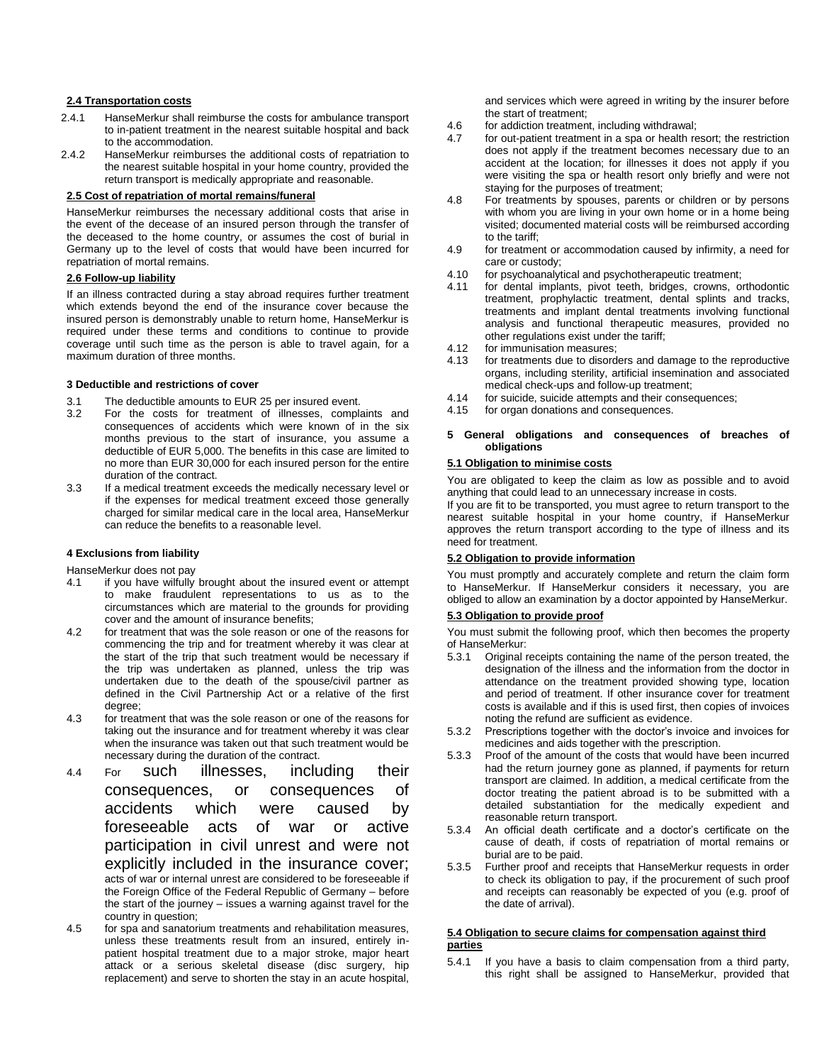### 2.4 Transportation costs

2.4.1 HanseMerkur shall reimburse the costs for ambulance transport to in-patient treatment in the nearest suitable hospital and back to the accommodation.

2.4.2 HanseMerkur reimburses the additional costs of repatriation to the nearest suitable hospital in your home country, provided the return transport is medically appropriate and reasonable.

### 2.5 Cost of repatriation of mortal remains/funeral

HanseMerkur reimburses the necessary additional costs that arise in the event of the decease of an insured person through the transfer of the deceased to the home country, or assumes the cost of burial in Germany up to the level of costs that would have been incurred for repatriation of mortal remains.

### 2.6 Follow-up liability

If an illness contracted during a stay abroad requires further treatment which extends beyond the end of the insurance cover because the insured person is demonstrably unable to return home, HanseMerkur is required under these terms and conditions to continue to provide coverage until such time as the person is able to travel again, for a maximum duration of three months.

## 3 Deductible and restrictions of cover

3.1 The deductible amounts to EUR 25 per insured event.

3.2 For the costs for treatment of illnesses, complaints and consequences of accidents which were known of in the six months previous to the start of insurance, you assume a deductible of EUR 5,000. The benefits in this case are limited to no more than EUR 30,000 for each insured person for the entire duration of the contract.

3.3 If a medical treatment exceeds the medically necessary level or if the expenses for medical treatment exceed those generally charged for similar medical care in the local area, HanseMerkur can reduce the benefits to a reasonable level.

## 4 Exclusions from liability

HanseMerkur does not pay

4.1 if you have wilfully brought about the insured event or attempt to make fraudulent representations to us as to the circumstances which are material to the grounds for providing cover and the amount of insurance benefits;

4.2 for treatment that was the sole reason or one of the reasons for commencing the trip and for treatment whereby it was clear at the start of the trip that such treatment would be necessary if the trip was undertaken as planned, unless the trip was undertaken due to the death of the spouse/civil partner as defined in the Civil Partnership Act or a relative of the first degree;

4.3 for treatment that was the sole reason or one of the reasons for taking out the insurance and for treatment whereby it was clear when the insurance was taken out that such treatment would be necessary during the duration of the contract.

4.4 For such illnesses, including their consequences, or consequences of accidents which were caused by foreseeable acts of war or active participation in civil unrest and were not explicitly included in the insurance cover; acts of war or internal unrest are considered to be foreseeable if the Foreign Office of the Federal Republic of Germany – before the start of the journey – issues a warning against travel for the country in question;

4.5 for spa and sanatorium treatments and rehabilitation measures, unless these treatments result from an insured, entirely in-patient hospital treatment due to a major stroke, major heart attack or a serious skeletal disease (disc surgery, hip replacement) and serve to shorten the stay in an acute hospital, and services which were agreed in writing by the insurer before the start of treatment;

4.6 for addiction treatment, including withdrawal;

4.7 for out-patient treatment in a spa or health resort; the restriction does not apply if the treatment becomes necessary due to an accident at the location; for illnesses it does not apply if you were visiting the spa or health resort only briefly and were not staying for the purposes of treatment;

4.8 For treatments by spouses, parents or children or by persons with whom you are living in your own home or in a home being visited; documented material costs will be reimbursed according to the tariff;

4.9 for treatment or accommodation caused by infirmity, a need for care or custody;

4.10 for psychoanalytical and psychotherapeutic treatment;

4.11 for dental implants, pivot teeth, bridges, crowns, orthodontic treatment, prophylactic treatment, dental splints and tracks, treatments and implant dental treatments involving functional analysis and functional therapeutic measures, provided no other regulations exist under the tariff;

4.12 for immunisation measures;

4.13 for treatments due to disorders and damage to the reproductive organs, including sterility, artificial insemination and associated medical check-ups and follow-up treatment;

4.14 for suicide, suicide attempts and their consequences;

4.15 for organ donations and consequences.

## 5 General obligations and consequences of breaches of obligations

### 5.1 Obligation to minimise costs

You are obligated to keep the claim as low as possible and to avoid anything that could lead to an unnecessary increase in costs.

If you are fit to be transported, you must agree to return transport to the nearest suitable hospital in your home country, if HanseMerkur approves the return transport according to the type of illness and its need for treatment.

### 5.2 Obligation to provide information

You must promptly and accurately complete and return the claim form to HanseMerkur. If HanseMerkur considers it necessary, you are obliged to allow an examination by a doctor appointed by HanseMerkur.

### 5.3 Obligation to provide proof

You must submit the following proof, which then becomes the property of HanseMerkur:

5.3.1 Original receipts containing the name of the person treated, the designation of the illness and the information from the doctor in attendance on the treatment provided showing type, location and period of treatment. If other insurance cover for treatment costs is available and if this is used first, then copies of invoices noting the refund are sufficient as evidence.

5.3.2 Prescriptions together with the doctor's invoice and invoices for medicines and aids together with the prescription.

5.3.3 Proof of the amount of the costs that would have been incurred had the return journey gone as planned, if payments for return transport are claimed. In addition, a medical certificate from the doctor treating the patient abroad is to be submitted with a detailed substantiation for the medically expedient and reasonable return transport.

5.3.4 An official death certificate and a doctor's certificate on the cause of death, if costs of repatriation of mortal remains or burial are to be paid.

5.3.5 Further proof and receipts that HanseMerkur requests in order to check its obligation to pay, if the procurement of such proof and receipts can reasonably be expected of you (e.g. proof of the date of arrival).

### 5.4 Obligation to secure claims for compensation against third parties

5.4.1 If you have a basis to claim compensation from a third party, this right shall be assigned to HanseMerkur, provided that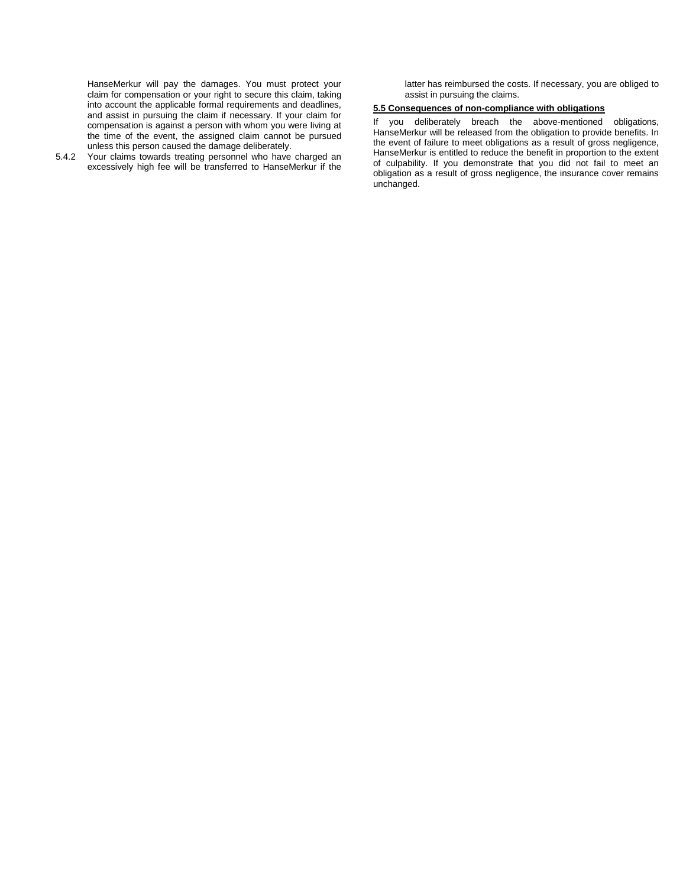HanseMerkur will pay the damages. You must protect your claim for compensation or your right to secure this claim, taking into account the applicable formal requirements and deadlines, and assist in pursuing the claim if necessary. If your claim for compensation is against a person with whom you were living at the time of the event, the assigned claim cannot be pursued unless this person caused the damage deliberately.

5.4.2 Your claims towards treating personnel who have charged an excessively high fee will be transferred to HanseMerkur if the latter has reimbursed the costs. If necessary, you are obliged to assist in pursuing the claims.

**5.5 Consequences of non-compliance with obligations**

If you deliberately breach the above-mentioned obligations, HanseMerkur will be released from the obligation to provide benefits. In the event of failure to meet obligations as a result of gross negligence, HanseMerkur is entitled to reduce the benefit in proportion to the extent of culpability. If you demonstrate that you did not fail to meet an obligation as a result of gross negligence, the insurance cover remains unchanged.